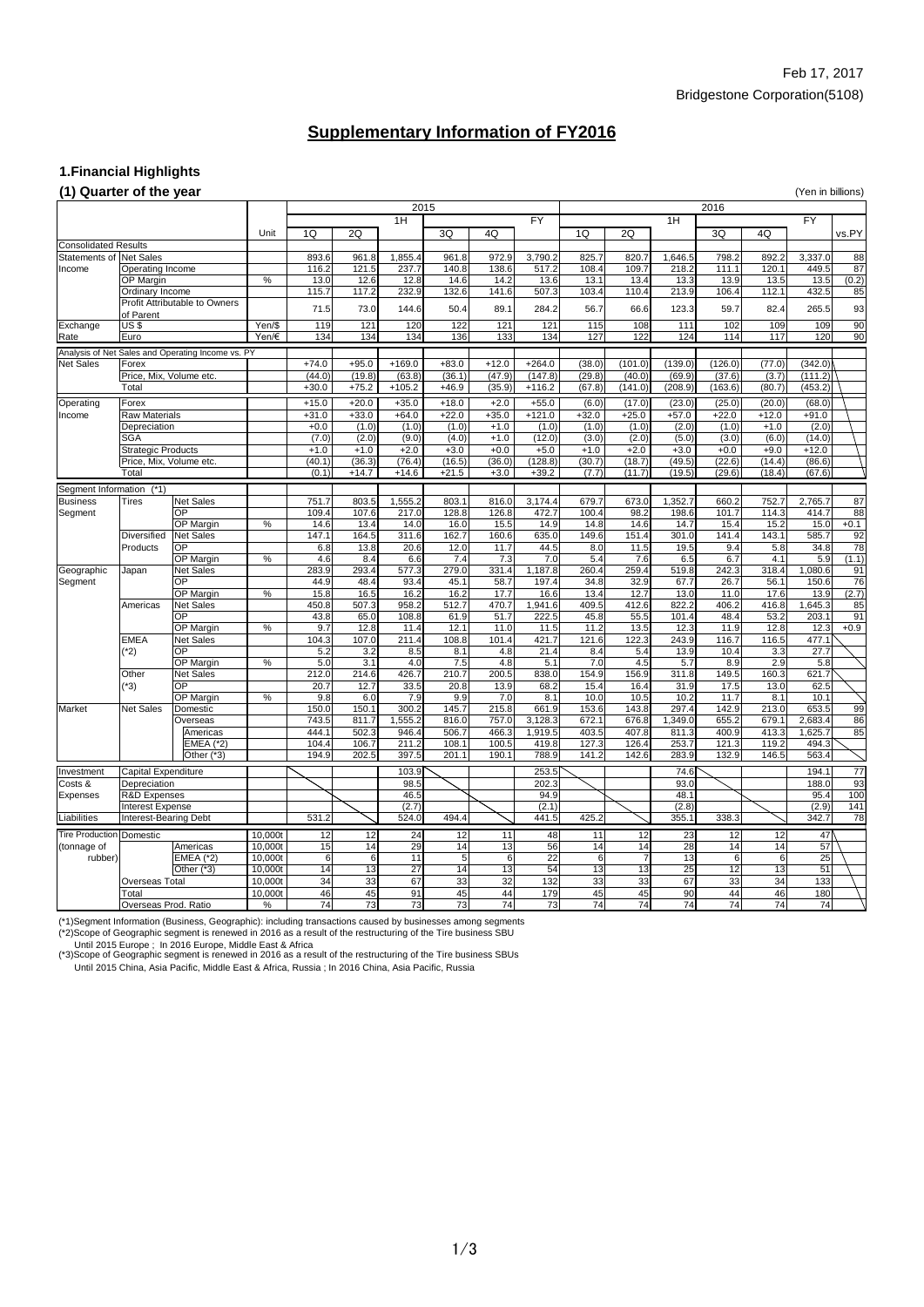Feb 17, 2017

Bridgestone Corporation(5108)

# Supplementary Information of FY2016

## 1.Financial Highlights

### (1) Quarter of the year

(Yen in billions)

| | | | Unit | 2015 1Q | 2015 2Q | 2015 1H | 2015 3Q | 2015 4Q | 2015 FY | 2016 1Q | 2016 2Q | 2016 1H | 2016 3Q | 2016 4Q | 2016 FY | vs.PY |
|---|---|---|---|---|---|---|---|---|---|---|---|---|---|---|---|---|
| Consolidated Results | | | | | | | | | | | | | | | | |
| Statements of Income | Net Sales | | | 893.6 | 961.8 | 1,855.4 | 961.8 | 972.9 | 3,790.2 | 825.7 | 820.7 | 1,646.5 | 798.2 | 892.2 | 3,337.0 | 88 |
| | Operating Income | | | 116.2 | 121.5 | 237.7 | 140.8 | 138.6 | 517.2 | 108.4 | 109.7 | 218.2 | 111.1 | 120.1 | 449.5 | 87 |
| | OP Margin | | % | 13.0 | 12.6 | 12.8 | 14.6 | 14.2 | 13.6 | 13.1 | 13.4 | 13.3 | 13.9 | 13.5 | 13.5 | (0.2) |
| | Ordinary Income | | | 115.7 | 117.2 | 232.9 | 132.6 | 141.6 | 507.3 | 103.4 | 110.4 | 213.9 | 106.4 | 112.1 | 432.5 | 85 |
| | Profit Attributable to Owners of Parent | | | 71.5 | 73.0 | 144.6 | 50.4 | 89.1 | 284.2 | 56.7 | 66.6 | 123.3 | 59.7 | 82.4 | 265.5 | 93 |
| Exchange Rate | US $ | | Yen/$ | 119 | 121 | 120 | 122 | 121 | 121 | 115 | 108 | 111 | 102 | 109 | 109 | 90 |
| | Euro | | Yen/€ | 134 | 134 | 134 | 136 | 133 | 134 | 127 | 122 | 124 | 114 | 117 | 120 | 90 |
| Analysis of Net Sales and Operating Income vs. PY | | | | | | | | | | | | | | | | |
| Net Sales | Forex | | | +74.0 | +95.0 | +169.0 | +83.0 | +12.0 | +264.0 | (38.0) | (101.0) | (139.0) | (126.0) | (77.0) | (342.0) | |
| | Price, Mix, Volume etc. | | | (44.0) | (19.8) | (63.8) | (36.1) | (47.9) | (147.8) | (29.8) | (40.0) | (69.9) | (37.6) | (3.7) | (111.2) | |
| | Total | | | +30.0 | +75.2 | +105.2 | +46.9 | (35.9) | +116.2 | (67.8) | (141.0) | (208.9) | (163.6) | (80.7) | (453.2) | |
| Operating Income | Forex | | | +15.0 | +20.0 | +35.0 | +18.0 | +2.0 | +55.0 | (6.0) | (17.0) | (23.0) | (25.0) | (20.0) | (68.0) | |
| | Raw Materials | | | +31.0 | +33.0 | +64.0 | +22.0 | +35.0 | +121.0 | +32.0 | +25.0 | +57.0 | +22.0 | +12.0 | +91.0 | |
| | Depreciation | | | +0.0 | (1.0) | (1.0) | (1.0) | +1.0 | (1.0) | (1.0) | (1.0) | (2.0) | (1.0) | +1.0 | (2.0) | |
| | SGA | | | (7.0) | (2.0) | (9.0) | (4.0) | +1.0 | (12.0) | (3.0) | (2.0) | (5.0) | (3.0) | (6.0) | (14.0) | |
| | Strategic Products | | | +1.0 | +1.0 | +2.0 | +3.0 | +0.0 | +5.0 | +1.0 | +2.0 | +3.0 | +0.0 | +9.0 | +12.0 | |
| | Price, Mix, Volume etc. | | | (40.1) | (36.3) | (76.4) | (16.5) | (36.0) | (128.8) | (30.7) | (18.7) | (49.5) | (22.6) | (14.4) | (86.6) | |
| | Total | | | (0.1) | +14.7 | +14.6 | +21.5 | +3.0 | +39.2 | (7.7) | (11.7) | (19.5) | (29.6) | (18.4) | (67.6) | |
| Segment Information (*1) | | | | | | | | | | | | | | | | |
| Business Segment | Tires | Net Sales | | 751.7 | 803.5 | 1,555.2 | 803.1 | 816.0 | 3,174.4 | 679.7 | 673.0 | 1,352.7 | 660.2 | 752.7 | 2,765.7 | 87 |
| | | OP | | 109.4 | 107.6 | 217.0 | 128.8 | 126.8 | 472.7 | 100.4 | 98.2 | 198.6 | 101.7 | 114.3 | 414.7 | 88 |
| | | OP Margin | % | 14.6 | 13.4 | 14.0 | 16.0 | 15.5 | 14.9 | 14.8 | 14.6 | 14.7 | 15.4 | 15.2 | 15.0 | +0.1 |
| | Diversified Products | Net Sales | | 147.1 | 164.5 | 311.6 | 162.7 | 160.6 | 635.0 | 149.6 | 151.4 | 301.0 | 141.4 | 143.1 | 585.7 | 92 |
| | | OP | | 6.8 | 13.8 | 20.6 | 12.0 | 11.7 | 44.5 | 8.0 | 11.5 | 19.5 | 9.4 | 5.8 | 34.8 | 78 |
| | | OP Margin | % | 4.6 | 8.4 | 6.6 | 7.4 | 7.3 | 7.0 | 5.4 | 7.6 | 6.5 | 6.7 | 4.1 | 5.9 | (1.1) |
| Geographic Segment | Japan | Net Sales | | 283.9 | 293.4 | 577.3 | 279.0 | 331.4 | 1,187.8 | 260.4 | 259.4 | 519.8 | 242.3 | 318.4 | 1,080.6 | 91 |
| | | OP | | 44.9 | 48.4 | 93.4 | 45.1 | 58.7 | 197.4 | 34.8 | 32.9 | 67.7 | 26.7 | 56.1 | 150.6 | 76 |
| | | OP Margin | % | 15.8 | 16.5 | 16.2 | 16.2 | 17.7 | 16.6 | 13.4 | 12.7 | 13.0 | 11.0 | 17.6 | 13.9 | (2.7) |
| | Americas | Net Sales | | 450.8 | 507.3 | 958.2 | 512.7 | 470.7 | 1,941.6 | 409.5 | 412.6 | 822.2 | 406.2 | 416.8 | 1,645.3 | 85 |
| | | OP | | 43.8 | 65.0 | 108.8 | 61.9 | 51.7 | 222.5 | 45.8 | 55.5 | 101.4 | 48.4 | 53.2 | 203.1 | 91 |
| | | OP Margin | % | 9.7 | 12.8 | 11.4 | 12.1 | 11.0 | 11.5 | 11.2 | 13.5 | 12.3 | 11.9 | 12.8 | 12.3 | +0.9 |
| | EMEA (*2) | Net Sales | | 104.3 | 107.0 | 211.4 | 108.8 | 101.4 | 421.7 | 121.6 | 122.3 | 243.9 | 116.7 | 116.5 | 477.1 | |
| | | OP | | 5.2 | 3.2 | 8.5 | 8.1 | 4.8 | 21.4 | 8.4 | 5.4 | 13.9 | 10.4 | 3.3 | 27.7 | |
| | | OP Margin | % | 5.0 | 3.1 | 4.0 | 7.5 | 4.8 | 5.1 | 7.0 | 4.5 | 5.7 | 8.9 | 2.9 | 5.8 | |
| | Other (*3) | Net Sales | | 212.0 | 214.6 | 426.7 | 210.7 | 200.5 | 838.0 | 154.9 | 156.9 | 311.8 | 149.5 | 160.3 | 621.7 | |
| | | OP | | 20.7 | 12.7 | 33.5 | 20.8 | 13.9 | 68.2 | 15.4 | 16.4 | 31.9 | 17.5 | 13.0 | 62.5 | |
| | | OP Margin | % | 9.8 | 6.0 | 7.9 | 9.9 | 7.0 | 8.1 | 10.0 | 10.5 | 10.2 | 11.7 | 8.1 | 10.1 | |
| Market | Net Sales | Domestic | | 150.0 | 150.1 | 300.2 | 145.7 | 215.8 | 661.9 | 153.6 | 143.8 | 297.4 | 142.9 | 213.0 | 653.5 | 99 |
| | | Overseas | | 743.5 | 811.7 | 1,555.2 | 816.0 | 757.0 | 3,128.3 | 672.1 | 676.8 | 1,349.0 | 655.2 | 679.1 | 2,683.4 | 86 |
| | | Americas | | 444.1 | 502.3 | 946.4 | 506.7 | 466.3 | 1,919.5 | 403.5 | 407.8 | 811.3 | 400.9 | 413.3 | 1,625.7 | 85 |
| | | EMEA (*2) | | 104.4 | 106.7 | 211.2 | 108.1 | 100.5 | 419.8 | 127.3 | 126.4 | 253.7 | 121.3 | 119.2 | 494.3 | |
| | | Other (*3) | | 194.9 | 202.5 | 397.5 | 201.1 | 190.1 | 788.9 | 141.2 | 142.6 | 283.9 | 132.9 | 146.5 | 563.4 | |
| Investment Costs & Expenses | Capital Expenditure | | | | | 103.9 | | | 253.5 | | | 74.6 | | | 194.1 | 77 |
| | Depreciation | | | | | 98.5 | | | 202.3 | | | 93.0 | | | 188.0 | 93 |
| | R&D Expenses | | | | | 46.5 | | | 94.9 | | | 48.1 | | | 95.4 | 100 |
| | Interest Expense | | | | | (2.7) | | | (2.1) | | | (2.8) | | | (2.9) | 141 |
| Liabilities | Interest-Bearing Debt | | | 531.2 | | 524.0 | 494.4 | | 441.5 | 425.2 | | 355.1 | 338.3 | | 342.7 | 78 |
| Tire Production (tonnage of rubber) | Domestic | | 10,000t | 12 | 12 | 24 | 12 | 11 | 48 | 11 | 12 | 23 | 12 | 12 | 47 | |
| | | Americas | 10,000t | 15 | 14 | 29 | 14 | 13 | 56 | 14 | 14 | 28 | 14 | 14 | 57 | |
| | | EMEA (*2) | 10,000t | 6 | 6 | 11 | 5 | 6 | 22 | 6 | 7 | 13 | 6 | 6 | 25 | |
| | | Other (*3) | 10,000t | 14 | 13 | 27 | 14 | 13 | 54 | 13 | 13 | 25 | 12 | 13 | 51 | |
| | Overseas Total | | 10,000t | 34 | 33 | 67 | 33 | 32 | 132 | 33 | 33 | 67 | 33 | 34 | 133 | |
| | Total | | 10,000t | 46 | 45 | 91 | 45 | 44 | 179 | 45 | 45 | 90 | 44 | 46 | 180 | |
| | Overseas Prod. Ratio | | % | 74 | 73 | 73 | 73 | 74 | 73 | 74 | 74 | 74 | 74 | 74 | 74 | |

(*1)Segment Information (Business, Geographic): including transactions caused by businesses among segments

(*2)Scope of Geographic segment is renewed in 2016 as a result of the restructuring of the Tire business SBU
Until 2015 Europe ; In 2016 Europe, Middle East & Africa

(*3)Scope of Geographic segment is renewed in 2016 as a result of the restructuring of the Tire business SBUs
Until 2015 China, Asia Pacific, Middle East & Africa, Russia ; In 2016 China, Asia Pacific, Russia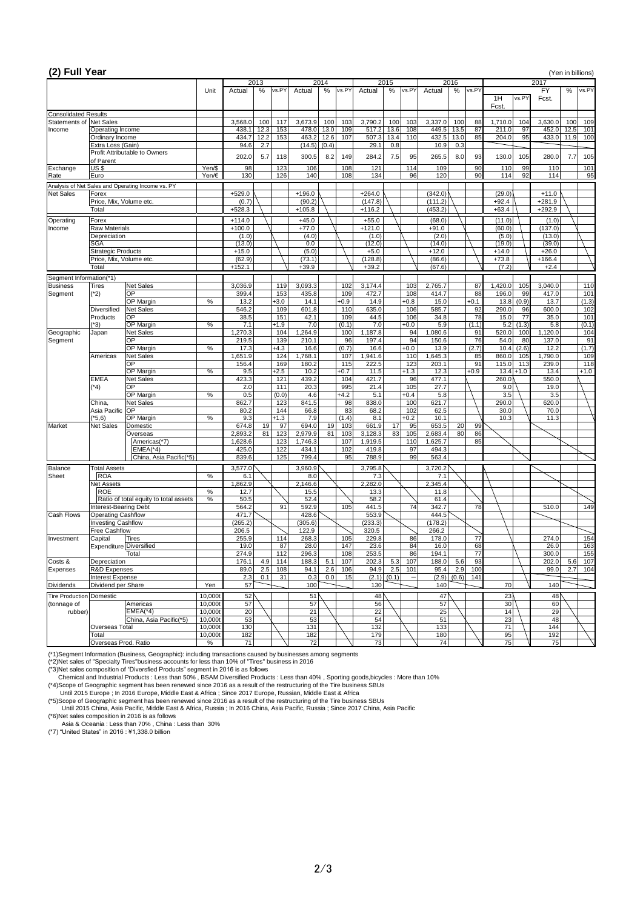## (2) Full Year

(Yen in billions)

| | | | Unit | 2013 | | | 2014 | | | 2015 | | | 2016 | | | 2017 | | | | |
|---|---|---|---|---|---|---|---|---|---|---|---|---|---|---|---|---|---|---|---|---|
| | | | | Actual | % | vs.PY | Actual | % | vs.PY | Actual | % | vs.PY | Actual | % | vs.PY | 1H Fcst. | vs.PY | FY Fcst. | % | vs.PY |
| Consolidated Results | | | | | | | | | | | | | | | | | | | | |
| Statements of Income | Net Sales | | | 3,568.0 | 100 | 117 | 3,673.9 | 100 | 103 | 3,790.2 | 100 | 103 | 3,337.0 | 100 | 88 | 1,710.0 | 104 | 3,630.0 | 100 | 109 |
| | Operating Income | | | 438.1 | 12.3 | 153 | 478.0 | 13.0 | 109 | 517.2 | 13.6 | 108 | 449.5 | 13.5 | 87 | 211.0 | 97 | 452.0 | 12.5 | 101 |
| | Ordinary Income | | | 434.7 | 12.2 | 153 | 463.2 | 12.6 | 107 | 507.3 | 13.4 | 110 | 432.5 | 13.0 | 85 | 204.0 | 95 | 433.0 | 11.9 | 100 |
| | Extra Loss (Gain) | | | 94.6 | 2.7 | | (14.5) | (0.4) | | 29.1 | 0.8 | | 10.9 | 0.3 | | | | | | |
| | Profit Attributable to Owners of Parent | | | 202.0 | 5.7 | 118 | 300.5 | 8.2 | 149 | 284.2 | 7.5 | 95 | 265.5 | 8.0 | 93 | 130.0 | 105 | 280.0 | 7.7 | 105 |
| Exchange Rate | US$ | | Yen/$ | 98 | | 123 | 106 | | 108 | 121 | | 114 | 109 | | 90 | 110 | 99 | 110 | | 101 |
| | Euro | | Yen/€ | 130 | | 126 | 140 | | 108 | 134 | | 96 | 120 | | 90 | 114 | 92 | 114 | | 95 |
| Analysis of Net Sales and Operating Income vs. PY | | | | | | | | | | | | | | | | | | | | |
| Net Sales | Forex | | | +529.0 | | | +196.0 | | | +264.0 | | | (342.0) | | | (29.0) | | +11.0 | | |
| | Price, Mix, Volume etc. | | | (0.7) | | | (90.2) | | | (147.8) | | | (111.2) | | | +92.4 | | +281.9 | | |
| | Total | | | +528.3 | | | +105.8 | | | +116.2 | | | (453.2) | | | +63.4 | | +292.9 | | |
| Operating Income | Forex | | | +114.0 | | | +45.0 | | | +55.0 | | | (68.0) | | | (11.0) | | (1.0) | | |
| | Raw Materials | | | +100.0 | | | +77.0 | | | +121.0 | | | +91.0 | | | (60.0) | | (137.0) | | |
| | Depreciation | | | (1.0) | | | (4.0) | | | (1.0) | | | (2.0) | | | (5.0) | | (13.0) | | |
| | SGA | | | (13.0) | | | 0.0 | | | (12.0) | | | (14.0) | | | (19.0) | | (39.0) | | |
| | Strategic Products | | | +15.0 | | | (5.0) | | | +5.0 | | | +12.0 | | | +14.0 | | +26.0 | | |
| | Price, Mix, Volume etc. | | | (62.9) | | | (73.1) | | | (128.8) | | | (86.6) | | | +73.8 | | +166.4 | | |
| | Total | | | +152.1 | | | +39.9 | | | +39.2 | | | (67.6) | | | (7.2) | | +2.4 | | |
| Segment Information(*1) | | | | | | | | | | | | | | | | | | | | |
| Business Segment | Tires (*2) | Net Sales | | 3,036.9 | | 119 | 3,093.3 | | 102 | 3,174.4 | | 103 | 2,765.7 | | 87 | 1,420.0 | 105 | 3,040.0 | | 110 |
| | | OP | | 399.4 | | 153 | 435.8 | | 109 | 472.7 | | 108 | 414.7 | | 88 | 196.0 | 99 | 417.0 | | 101 |
| | | OP Margin | % | 13.2 | | +3.0 | 14.1 | | +0.9 | 14.9 | | +0.8 | 15.0 | | +0.1 | 13.8 | (0.9) | 13.7 | | (1.3) |
| | Diversified Products (*3) | Net Sales | | 546.2 | | 109 | 601.8 | | 110 | 635.0 | | 106 | 585.7 | | 92 | 290.0 | 96 | 600.0 | | 102 |
| | | OP | | 38.5 | | 151 | 42.1 | | 109 | 44.5 | | 106 | 34.8 | | 78 | 15.0 | 77 | 35.0 | | 101 |
| | | OP Margin | % | 7.1 | | +1.9 | 7.0 | | (0.1) | 7.0 | | +0.0 | 5.9 | | (1.1) | 5.2 | (1.3) | 5.8 | | (0.1) |
| Geographic Segment | Japan | Net Sales | | 1,270.3 | | 104 | 1,264.9 | | 100 | 1,187.8 | | 94 | 1,080.6 | | 91 | 520.0 | 100 | 1,120.0 | | 104 |
| | | OP | | 219.5 | | 139 | 210.1 | | 96 | 197.4 | | 94 | 150.6 | | 76 | 54.0 | 80 | 137.0 | | 91 |
| | | OP Margin | % | 17.3 | | +4.3 | 16.6 | | (0.7) | 16.6 | | +0.0 | 13.9 | | (2.7) | 10.4 | (2.6) | 12.2 | | (1.7) |
| | Americas | Net Sales | | 1,651.9 | | 124 | 1,768.1 | | 107 | 1,941.6 | | 110 | 1,645.3 | | 85 | 860.0 | 105 | 1,790.0 | | 109 |
| | | OP | | 156.4 | | 169 | 180.2 | | 115 | 222.5 | | 123 | 203.1 | | 91 | 115.0 | 113 | 239.0 | | 118 |
| | | OP Margin | % | 9.5 | | +2.5 | 10.2 | | +0.7 | 11.5 | | +1.3 | 12.3 | | +0.9 | 13.4 | +1.0 | 13.4 | | +1.0 |
| | EMEA (*4) | Net Sales | | 423.3 | | 121 | 439.2 | | 104 | 421.7 | | 96 | 477.1 | | | 260.0 | | 550.0 | | |
| | | OP | | 2.0 | | 111 | 20.3 | | 995 | 21.4 | | 105 | 27.7 | | | 9.0 | | 19.0 | | |
| | | OP Margin | % | 0.5 | | (0.0) | 4.6 | | +4.2 | 5.1 | | +0.4 | 5.8 | | | 3.5 | | 3.5 | | |
| | China, Asia Pacific (*5,6) | Net Sales | | 862.7 | | 123 | 841.5 | | 98 | 838.0 | | 100 | 621.7 | | | 290.0 | | 620.0 | | |
| | | OP | | 80.2 | | 144 | 66.8 | | 83 | 68.2 | | 102 | 62.5 | | | 30.0 | | 70.0 | | |
| | | OP Margin | % | 9.3 | | +1.3 | 7.9 | | (1.4) | 8.1 | | +0.2 | 10.1 | | | 10.3 | | 11.3 | | |
| Market | Net Sales | Domestic | | 674.8 | 19 | 97 | 694.0 | 19 | 103 | 661.9 | 17 | 95 | 653.5 | 20 | 99 | | | | | |
| | | Overseas | | 2,893.2 | 81 | 123 | 2,979.9 | 81 | 103 | 3,128.3 | 83 | 105 | 2,683.4 | 80 | 86 | | | | | |
| | | Americas(*7) | | 1,628.6 | | 123 | 1,746.3 | | 107 | 1,919.5 | | 110 | 1,625.7 | | 85 | | | | | |
| | | EMEA(*4) | | 425.0 | | 122 | 434.1 | | 102 | 419.8 | | 97 | 494.3 | | | | | | | |
| | | China, Asia Pacific(*5) | | 839.6 | | 125 | 799.4 | | 95 | 788.9 | | 99 | 563.4 | | | | | | | |
| Balance Sheet | Total Assets | | | 3,577.0 | | | 3,960.9 | | | 3,795.8 | | | 3,720.2 | | | | | | | |
| | ROA | | % | 6.1 | | | 8.0 | | | 7.3 | | | 7.1 | | | | | | | |
| | Net Assets | | | 1,862.9 | | | 2,146.6 | | | 2,282.0 | | | 2,345.4 | | | | | | | |
| | ROE | | % | 12.7 | | | 15.5 | | | 13.3 | | | 11.8 | | | | | | | |
| | Ratio of total equity to total assets | | % | 50.5 | | | 52.4 | | | 58.2 | | | 61.4 | | | | | | | |
| | Interest-Bearing Debt | | | 564.2 | | 91 | 592.9 | | 105 | 441.5 | | 74 | 342.7 | | 78 | | | 510.0 | | 149 |
| Cash Flows | Operating Cashflow | | | 471.7 | | | 428.6 | | | 553.9 | | | 444.5 | | | | | | | |
| | Investing Cashflow | | | (265.2) | | | (305.6) | | | (233.3) | | | (178.2) | | | | | | | |
| | Free Cashflow | | | 206.5 | | | 122.9 | | | 320.5 | | | 266.2 | | | | | | | |
| Investment | Capital Expenditure | Tires | | 255.9 | | 114 | 268.3 | | 105 | 229.8 | | 86 | 178.0 | | 77 | | | 274.0 | | 154 |
| | | Diversified | | 19.0 | | 87 | 28.0 | | 147 | 23.6 | | 84 | 16.0 | | 68 | | | 26.0 | | 163 |
| | | Total | | 274.9 | | 112 | 296.3 | | 108 | 253.5 | | 86 | 194.1 | | 77 | | | 300.0 | | 155 |
| Costs & Expenses | Depreciation | | | 176.1 | 4.9 | 114 | 188.3 | 5.1 | 107 | 202.3 | 5.3 | 107 | 188.0 | 5.6 | 93 | | | 202.0 | 5.6 | 107 |
| | R&D Expenses | | | 89.0 | 2.5 | 108 | 94.1 | 2.6 | 106 | 94.9 | 2.5 | 101 | 95.4 | 2.9 | 100 | | | 99.0 | 2.7 | 104 |
| | Interest Expense | | | 2.3 | 0.1 | 31 | 0.3 | 0.0 | 15 | (2.1) | (0.1) | − | (2.9) | (0.6) | 141 | | | | | |
| Dividends | Dividend per Share | | Yen | 57 | | | 100 | | | 130 | | | 140 | | | 70 | | 140 | | |
| Tire Production (tonnage of rubber) | Domestic | | 10,000t | 52 | | | 51 | | | 48 | | | 47 | | | 23 | | 48 | | |
| | | Americas | 10,000t | 57 | | | 57 | | | 56 | | | 57 | | | 30 | | 60 | | |
| | | EMEA(*4) | 10,000t | 20 | | | 21 | | | 22 | | | 25 | | | 14 | | 29 | | |
| | | China, Asia Pacific(*5) | 10,000t | 53 | | | 53 | | | 54 | | | 51 | | | 23 | | 48 | | |
| | Overseas Total | | 10,000t | 130 | | | 131 | | | 132 | | | 133 | | | 71 | | 144 | | |
| | Total | | 10,000t | 182 | | | 182 | | | 179 | | | 180 | | | 95 | | 192 | | |
| | Overseas Prod. Ratio | | % | 71 | | | 72 | | | 73 | | | 74 | | | 75 | | 75 | | |

(*1)Segment Information (Business, Geographic): including transactions caused by businesses among segments

(*2)Net sales of "Specialty Tires"business accounts for less than 10% of "Tires" business in 2016

(*3)Net sales composition of "Diversfied Products" segment in 2016 is as follows
Chemical and Industrial Products : Less than 50% , BSAM Diversified Products : Less than 40% , Sporting goods,bicycles : More than 10%

(*4)Scope of Geographic segment has been renewed since 2016 as a result of the restructuring of the Tire business SBUs
Until 2015 Europe ; In 2016 Europe, Middle East & Africa ; Since 2017 Europe, Russian, Middle East & Africa

(*5)Scope of Geographic segment has been renewed since 2016 as a result of the restructuring of the Tire business SBUs
Until 2015 China, Asia Pacific, Middle East & Africa, Russia ; In 2016 China, Asia Pacific, Russia ; Since 2017 China, Asia Pacific

(*6)Net sales composition in 2016 is as follows
Asia & Oceania : Less than 70% , China : Less than 30%

(*7) "United States" in 2016 : ¥1,338.0 billion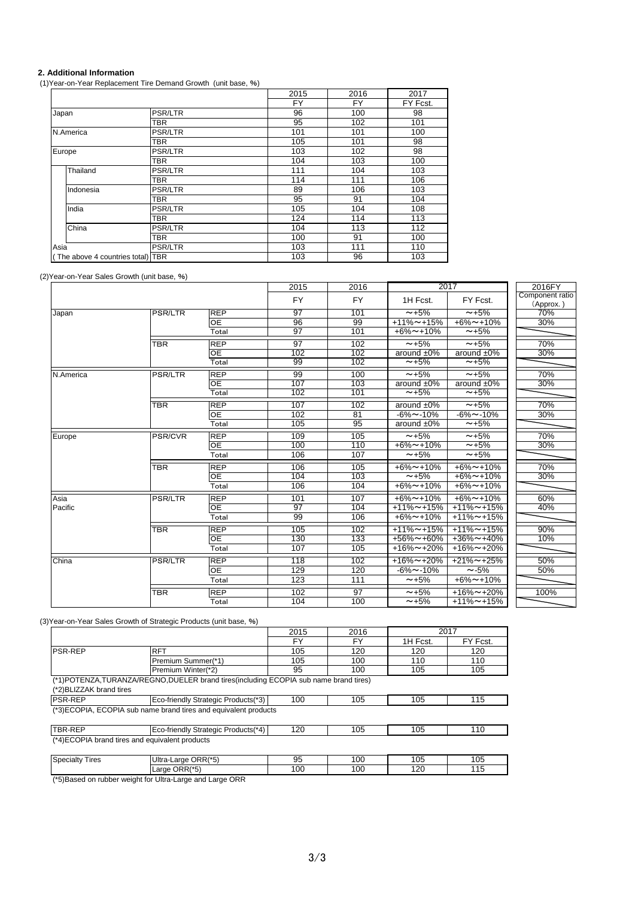## 2. Additional Information

(1)Year-on-Year Replacement Tire Demand Growth (unit base, %)

| | | 2015 | 2016 | 2017 |
|---|---|---|---|---|
| | | FY | FY | FY Fcst. |
| Japan | PSR/LTR | 96 | 100 | 98 |
| | TBR | 95 | 102 | 101 |
| N.America | PSR/LTR | 101 | 101 | 100 |
| | TBR | 105 | 101 | 98 |
| Europe | PSR/LTR | 103 | 102 | 98 |
| | TBR | 104 | 103 | 100 |
| Thailand | PSR/LTR | 111 | 104 | 103 |
| | TBR | 114 | 111 | 106 |
| Indonesia | PSR/LTR | 89 | 106 | 103 |
| | TBR | 95 | 91 | 104 |
| India | PSR/LTR | 105 | 104 | 108 |
| | TBR | 124 | 114 | 113 |
| China | PSR/LTR | 104 | 113 | 112 |
| | TBR | 100 | 91 | 100 |
| Asia | PSR/LTR | 103 | 111 | 110 |
| (The above 4 countries total) | TBR | 103 | 96 | 103 |

(2)Year-on-Year Sales Growth (unit base, %)

| | | | 2015 | 2016 | 2017 | | 2016FY |
|---|---|---|---|---|---|---|---|
| | | | FY | FY | 1H Fcst. | FY Fcst. | Component ratio (Approx.) |
| Japan | PSR/LTR | REP | 97 | 101 | ～+5% | ～+5% | 70% |
| | | OE | 96 | 99 | +11%～+15% | +6%～+10% | 30% |
| | | Total | 97 | 101 | +6%～+10% | ～+5% | |
| | TBR | REP | 97 | 102 | ～+5% | ～+5% | 70% |
| | | OE | 102 | 102 | around ±0% | around ±0% | 30% |
| | | Total | 99 | 102 | ～+5% | ～+5% | |
| N.America | PSR/LTR | REP | 99 | 100 | ～+5% | ～+5% | 70% |
| | | OE | 107 | 103 | around ±0% | around ±0% | 30% |
| | | Total | 102 | 101 | ～+5% | ～+5% | |
| | TBR | REP | 107 | 102 | around ±0% | ～+5% | 70% |
| | | OE | 102 | 81 | -6%～-10% | -6%～-10% | 30% |
| | | Total | 105 | 95 | around ±0% | ～+5% | |
| Europe | PSR/CVR | REP | 109 | 105 | ～+5% | ～+5% | 70% |
| | | OE | 100 | 110 | +6%～+10% | ～+5% | 30% |
| | | Total | 106 | 107 | ～+5% | ～+5% | |
| | TBR | REP | 106 | 105 | +6%～+10% | +6%～+10% | 70% |
| | | OE | 104 | 103 | ～+5% | +6%～+10% | 30% |
| | | Total | 106 | 104 | +6%～+10% | +6%～+10% | |
| Asia Pacific | PSR/LTR | REP | 101 | 107 | +6%～+10% | +6%～+10% | 60% |
| | | OE | 97 | 104 | +11%～+15% | +11%～+15% | 40% |
| | | Total | 99 | 106 | +6%～+10% | +11%～+15% | |
| | TBR | REP | 105 | 102 | +11%～+15% | +11%～+15% | 90% |
| | | OE | 130 | 133 | +56%～+60% | +36%～+40% | 10% |
| | | Total | 107 | 105 | +16%～+20% | +16%～+20% | |
| China | PSR/LTR | REP | 118 | 102 | +16%～+20% | +21%～+25% | 50% |
| | | OE | 129 | 120 | -6%～-10% | ～-5% | 50% |
| | | Total | 123 | 111 | ～+5% | +6%～+10% | |
| | TBR | REP | 102 | 97 | ～+5% | +16%～+20% | 100% |
| | | Total | 104 | 100 | ～+5% | +11%～+15% | |

(3)Year-on-Year Sales Growth of Strategic Products (unit base, %)

| | | 2015 | 2016 | 2017 | |
|---|---|---|---|---|---|
| | | FY | FY | 1H Fcst. | FY Fcst. |
| PSR-REP | RFT | 105 | 120 | 120 | 120 |
| | Premium Summer(*1) | 105 | 100 | 110 | 110 |
| | Premium Winter(*2) | 95 | 100 | 105 | 105 |

(*1)POTENZA,TURANZA/REGNO,DUELER brand tires(including ECOPIA sub name brand tires)
(*2)BLIZZAK brand tires

| | | 2015 FY | 2016 FY | 2017 1H Fcst. | 2017 FY Fcst. |
|---|---|---|---|---|---|
| PSR-REP | Eco-friendly Strategic Products(*3) | 100 | 105 | 105 | 115 |

(*3)ECOPIA, ECOPIA sub name brand tires and equivalent products

| | | 2015 FY | 2016 FY | 2017 1H Fcst. | 2017 FY Fcst. |
|---|---|---|---|---|---|
| TBR-REP | Eco-friendly Strategic Products(*4) | 120 | 105 | 105 | 110 |

(*4)ECOPIA brand tires and equivalent products

| | | 2015 FY | 2016 FY | 2017 1H Fcst. | 2017 FY Fcst. |
|---|---|---|---|---|---|
| Specialty Tires | Ultra-Large ORR(*5) | 95 | 100 | 105 | 105 |
| | Large ORR(*5) | 100 | 100 | 120 | 115 |

(*5)Based on rubber weight for Ultra-Large and Large ORR